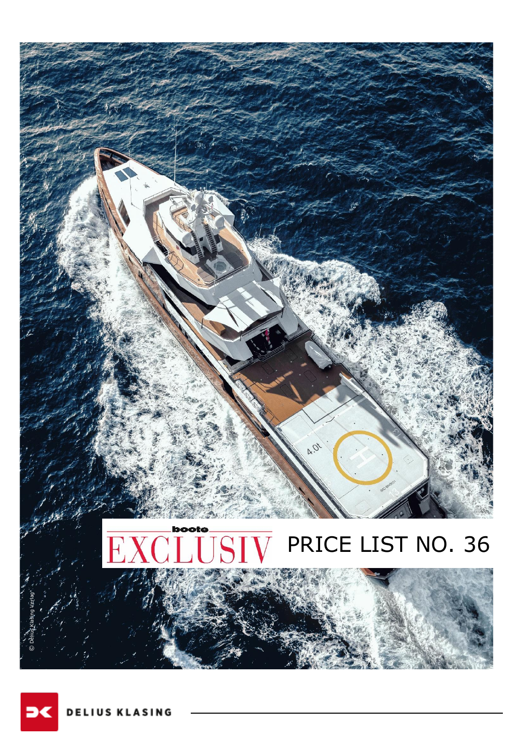# boote EXCLUSIV PRICE LIST NO. 36

© Delius Klasing Verlag

DELIUS KLASING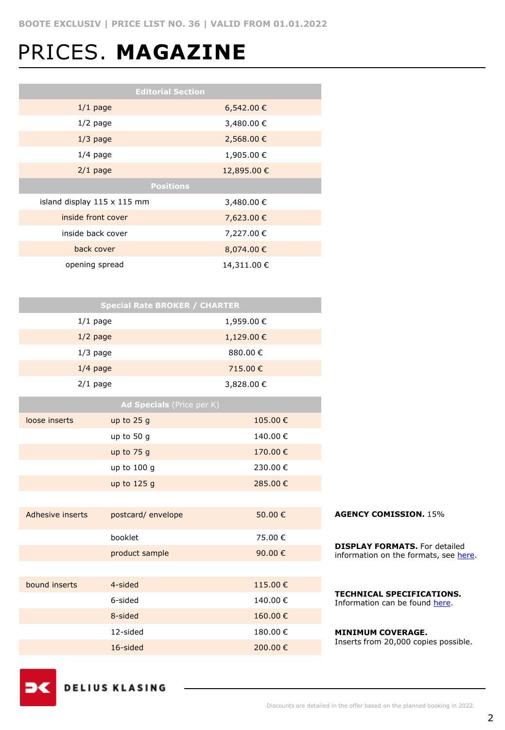# PRICES. **MAGAZINE**

| Editorial Section | |
|---|---|
| 1/1 page | 6,542.00 € |
| 1/2 page | 3,480.00 € |
| 1/3 page | 2,568.00 € |
| 1/4 page | 1,905.00 € |
| 2/1 page | 12,895.00 € |
| **Positions** | |
| island display 115 x 115 mm | 3,480.00 € |
| inside front cover | 7,623.00 € |
| inside back cover | 7,227.00 € |
| back cover | 8,074.00 € |
| opening spread | 14,311.00 € |

| Special Rate BROKER / CHARTER | |
|---|---|
| 1/1 page | 1,959.00 € |
| 1/2 page | 1,129.00 € |
| 1/3 page | 880.00 € |
| 1/4 page | 715.00 € |
| 2/1 page | 3,828.00 € |

| **Ad Specials** (Price per K) | | |
|---|---|---|
| loose inserts | up to 25 g | 105.00 € |
| | up to 50 g | 140.00 € |
| | up to 75 g | 170.00 € |
| | up to 100 g | 230.00 € |
| | up to 125 g | 285.00 € |
| Adhesive inserts | postcard/ envelope | 50.00 € |
| | booklet | 75.00 € |
| | product sample | 90.00 € |
| bound inserts | 4-sided | 115.00 € |
| | 6-sided | 140.00 € |
| | 8-sided | 160.00 € |
| | 12-sided | 180.00 € |
| | 16-sided | 200.00 € |

**AGENCY COMISSION.** 15%

**DISPLAY FORMATS.** For detailed information on the formats, see here.

**TECHNICAL SPECIFICATIONS.** Information can be found here.

**MINIMUM COVERAGE.** Inserts from 20,000 copies possible.

DELIUS KLASING

Discounts are detailed in the offer based on the planned booking in 2022.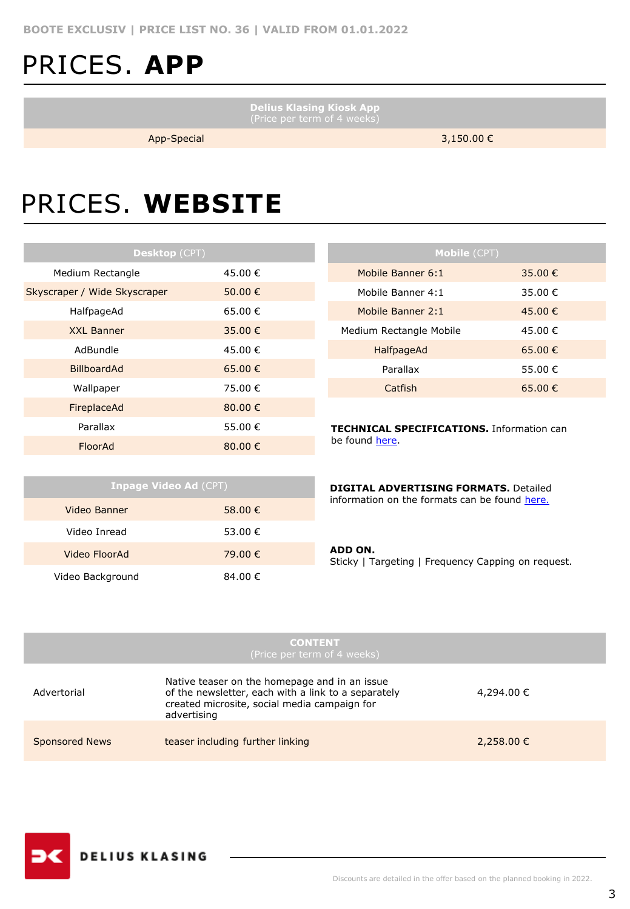# PRICES. **APP**

| Delius Klasing Kiosk App (Price per term of 4 weeks) | |
|---|---|
| App-Special | 3,150.00 € |

# PRICES. **WEBSITE**

| **Desktop** (CPT) | |
|---|---|
| Medium Rectangle | 45.00 € |
| Skyscraper / Wide Skyscraper | 50.00 € |
| HalfpageAd | 65.00 € |
| XXL Banner | 35.00 € |
| AdBundle | 45.00 € |
| BillboardAd | 65.00 € |
| Wallpaper | 75.00 € |
| FireplaceAd | 80.00 € |
| Parallax | 55.00 € |
| FloorAd | 80.00 € |

| **Mobile** (CPT) | |
|---|---|
| Mobile Banner 6:1 | 35.00 € |
| Mobile Banner 4:1 | 35.00 € |
| Mobile Banner 2:1 | 45.00 € |
| Medium Rectangle Mobile | 45.00 € |
| HalfpageAd | 65.00 € |
| Parallax | 55.00 € |
| Catfish | 65.00 € |

**TECHNICAL SPECIFICATIONS.** Information can be found here.

| **Inpage Video Ad** (CPT) | |
|---|---|
| Video Banner | 58.00 € |
| Video Inread | 53.00 € |
| Video FloorAd | 79.00 € |
| Video Background | 84.00 € |

**DIGITAL ADVERTISING FORMATS.** Detailed information on the formats can be found here.

**ADD ON.**
Sticky | Targeting | Frequency Capping on request.

| **CONTENT** (Price per term of 4 weeks) | | |
|---|---|---|
| Advertorial | Native teaser on the homepage and in an issue of the newsletter, each with a link to a separately created microsite, social media campaign for advertising | 4,294.00 € |
| Sponsored News | teaser including further linking | 2,258.00 € |

DELIUS KLASING

Discounts are detailed in the offer based on the planned booking in 2022.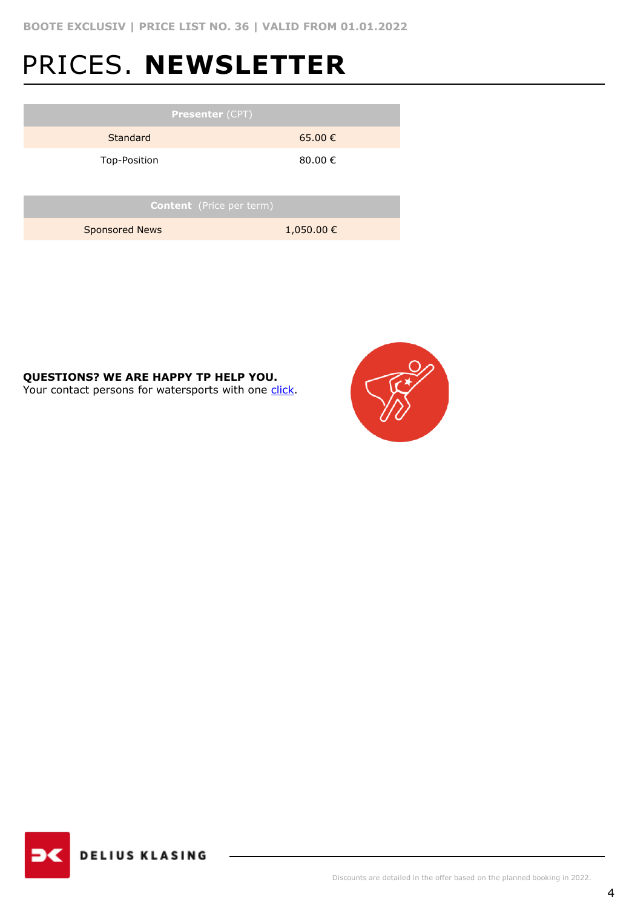# PRICES. **NEWSLETTER**

| **Presenter** (CPT) | |
|---|---|
| Standard | 65.00 € |
| Top-Position | 80.00 € |

| **Content** (Price per term) | |
|---|---|
| Sponsored News | 1,050.00 € |

**QUESTIONS? WE ARE HAPPY TP HELP YOU.**
Your contact persons for watersports with one click.

Discounts are detailed in the offer based on the planned booking in 2022.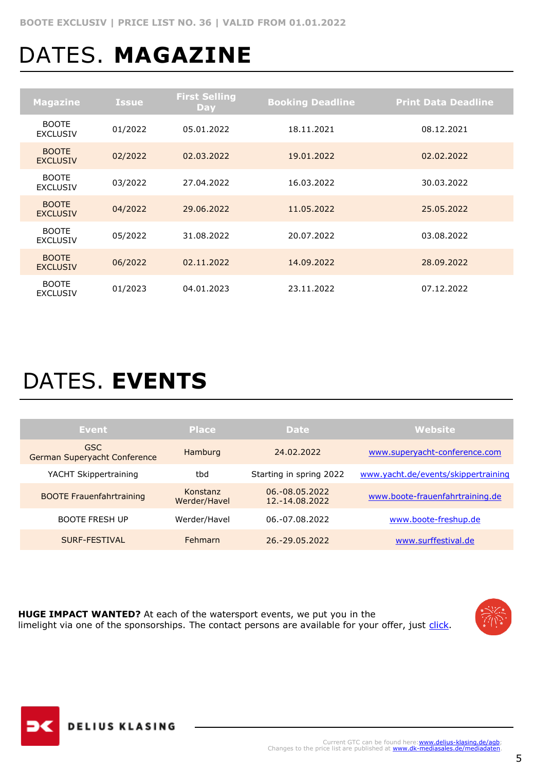# DATES. **MAGAZINE**

| Magazine | Issue | First Selling Day | Booking Deadline | Print Data Deadline |
|---|---|---|---|---|
| BOOTE EXCLUSIV | 01/2022 | 05.01.2022 | 18.11.2021 | 08.12.2021 |
| BOOTE EXCLUSIV | 02/2022 | 02.03.2022 | 19.01.2022 | 02.02.2022 |
| BOOTE EXCLUSIV | 03/2022 | 27.04.2022 | 16.03.2022 | 30.03.2022 |
| BOOTE EXCLUSIV | 04/2022 | 29.06.2022 | 11.05.2022 | 25.05.2022 |
| BOOTE EXCLUSIV | 05/2022 | 31.08.2022 | 20.07.2022 | 03.08.2022 |
| BOOTE EXCLUSIV | 06/2022 | 02.11.2022 | 14.09.2022 | 28.09.2022 |
| BOOTE EXCLUSIV | 01/2023 | 04.01.2023 | 23.11.2022 | 07.12.2022 |

# DATES. **EVENTS**

| Event | Place | Date | Website |
|---|---|---|---|
| GSC German Superyacht Conference | Hamburg | 24.02.2022 | www.superyacht-conference.com |
| YACHT Skippertraining | tbd | Starting in spring 2022 | www.yacht.de/events/skippertraining |
| BOOTE Frauenfahrtraining | Konstanz Werder/Havel | 06.-08.05.2022 12.-14.08.2022 | www.boote-frauenfahrtraining.de |
| BOOTE FRESH UP | Werder/Havel | 06.-07.08.2022 | www.boote-freshup.de |
| SURF-FESTIVAL | Fehmarn | 26.-29.05.2022 | www.surffestival.de |

**HUGE IMPACT WANTED?** At each of the watersport events, we put you in the limelight via one of the sponsorships. The contact persons are available for your offer, just click.

Current GTC can be found here: www.delius-klasing.de/agb; Changes to the price list are published at www.dk-mediasales.de/mediadaten.